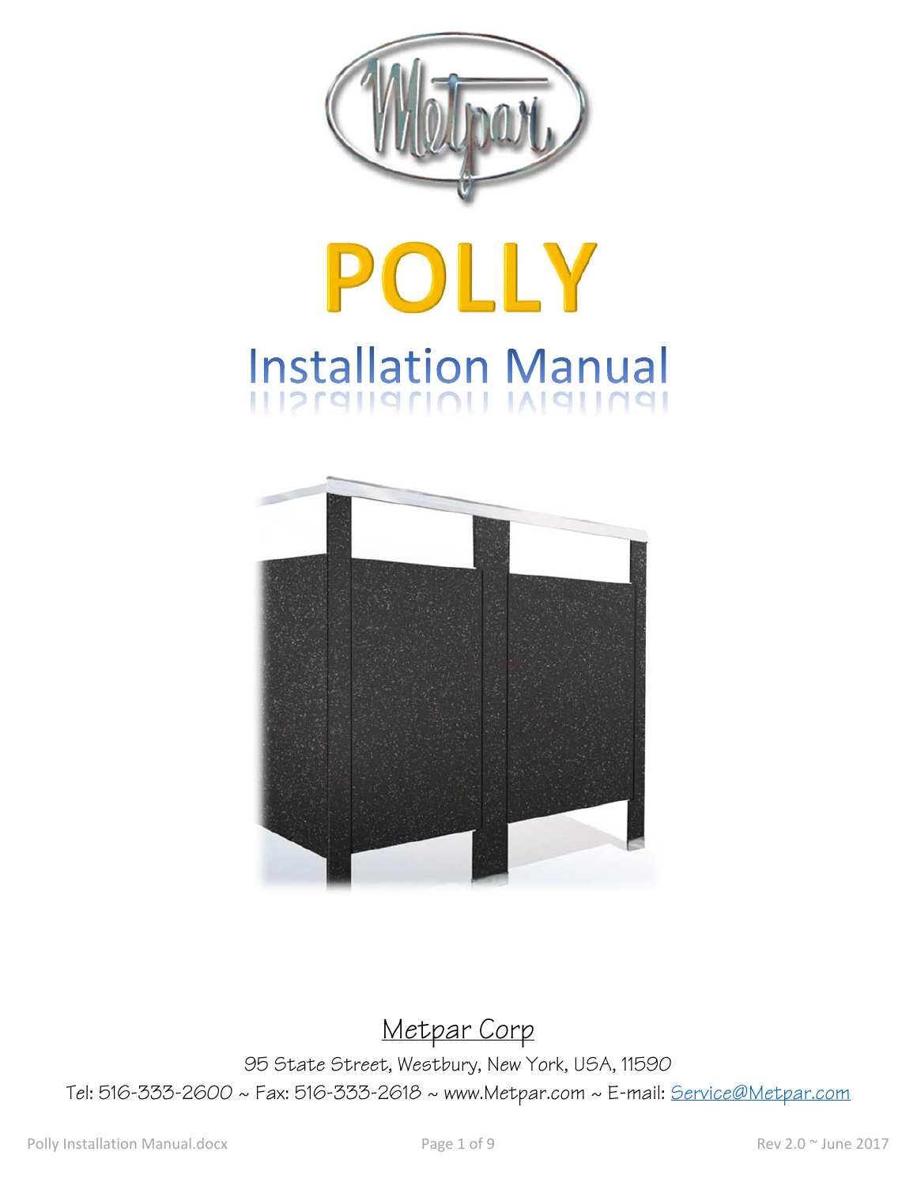Metpar

# POLLY

## Installation Manual

Metpar Corp

95 State Street, Westbury, New York, USA, 11590

Tel: 516-333-2600 ~ Fax: 516-333-2618 ~ www.Metpar.com ~ E-mail: Service@Metpar.com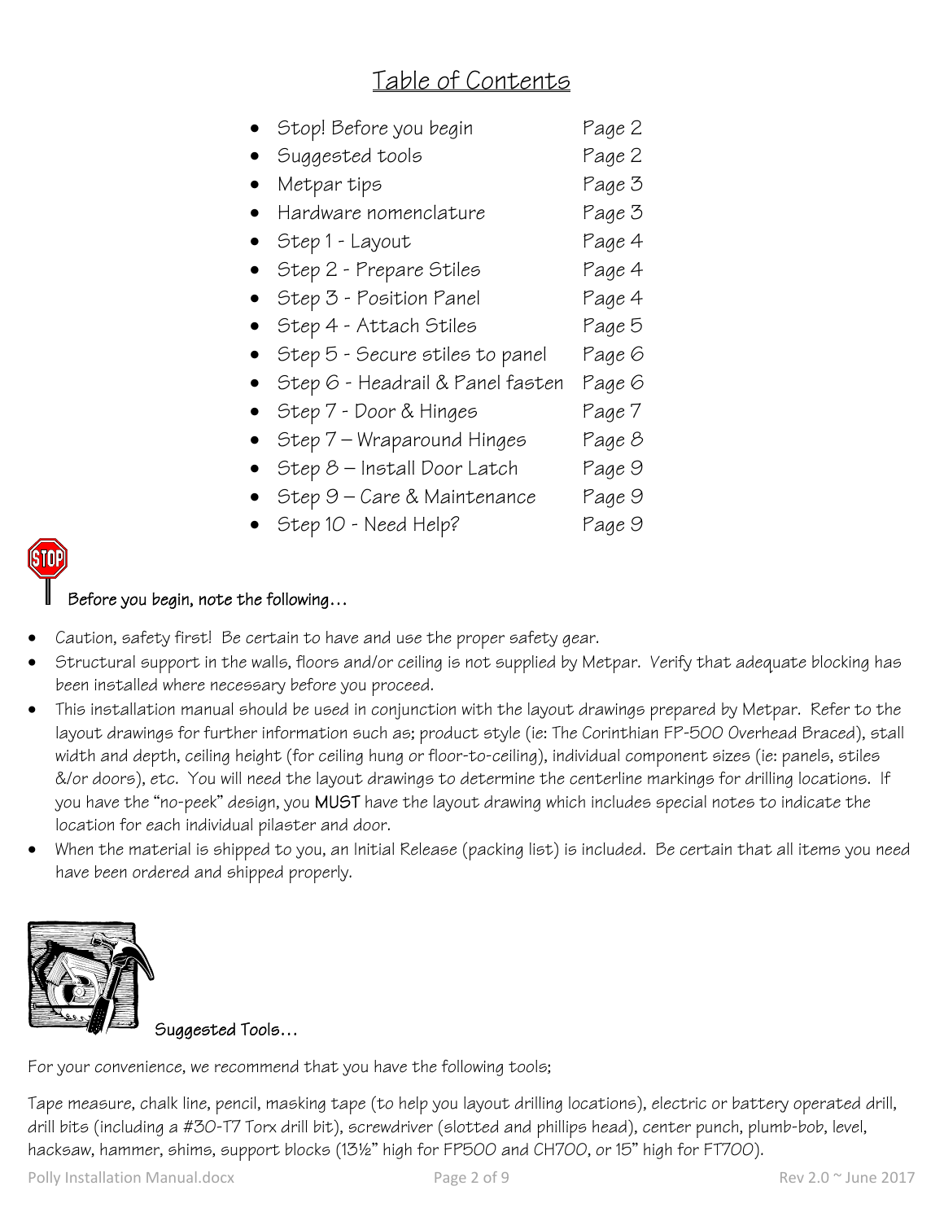# Table of Contents

| | |
|---|---|
| Stop! Before you begin | Page 2 |
| Suggested tools | Page 2 |
| Metpar tips | Page 3 |
| Hardware nomenclature | Page 3 |
| Step 1 - Layout | Page 4 |
| Step 2 - Prepare Stiles | Page 4 |
| Step 3 - Position Panel | Page 4 |
| Step 4 - Attach Stiles | Page 5 |
| Step 5 - Secure stiles to panel | Page 6 |
| Step 6 - Headrail & Panel fasten | Page 6 |
| Step 7 - Door & Hinges | Page 7 |
| Step 7 – Wraparound Hinges | Page 8 |
| Step 8 – Install Door Latch | Page 9 |
| Step 9 – Care & Maintenance | Page 9 |
| Step 10 - Need Help? | Page 9 |

## Before you begin, note the following…

- Caution, safety first! Be certain to have and use the proper safety gear.
- Structural support in the walls, floors and/or ceiling is not supplied by Metpar. Verify that adequate blocking has been installed where necessary before you proceed.
- This installation manual should be used in conjunction with the layout drawings prepared by Metpar. Refer to the layout drawings for further information such as; product style (ie: The Corinthian FP-500 Overhead Braced), stall width and depth, ceiling height (for ceiling hung or floor-to-ceiling), individual component sizes (ie: panels, stiles &/or doors), etc. You will need the layout drawings to determine the centerline markings for drilling locations. If you have the "no-peek" design, you **MUST** have the layout drawing which includes special notes to indicate the location for each individual pilaster and door.
- When the material is shipped to you, an Initial Release (packing list) is included. Be certain that all items you need have been ordered and shipped properly.

## Suggested Tools…

For your convenience, we recommend that you have the following tools;

Tape measure, chalk line, pencil, masking tape (to help you layout drilling locations), electric or battery operated drill, drill bits (including a #30-T7 Torx drill bit), screwdriver (slotted and phillips head), center punch, plumb-bob, level, hacksaw, hammer, shims, support blocks (13½" high for FP500 and CH700, or 15" high for FT700).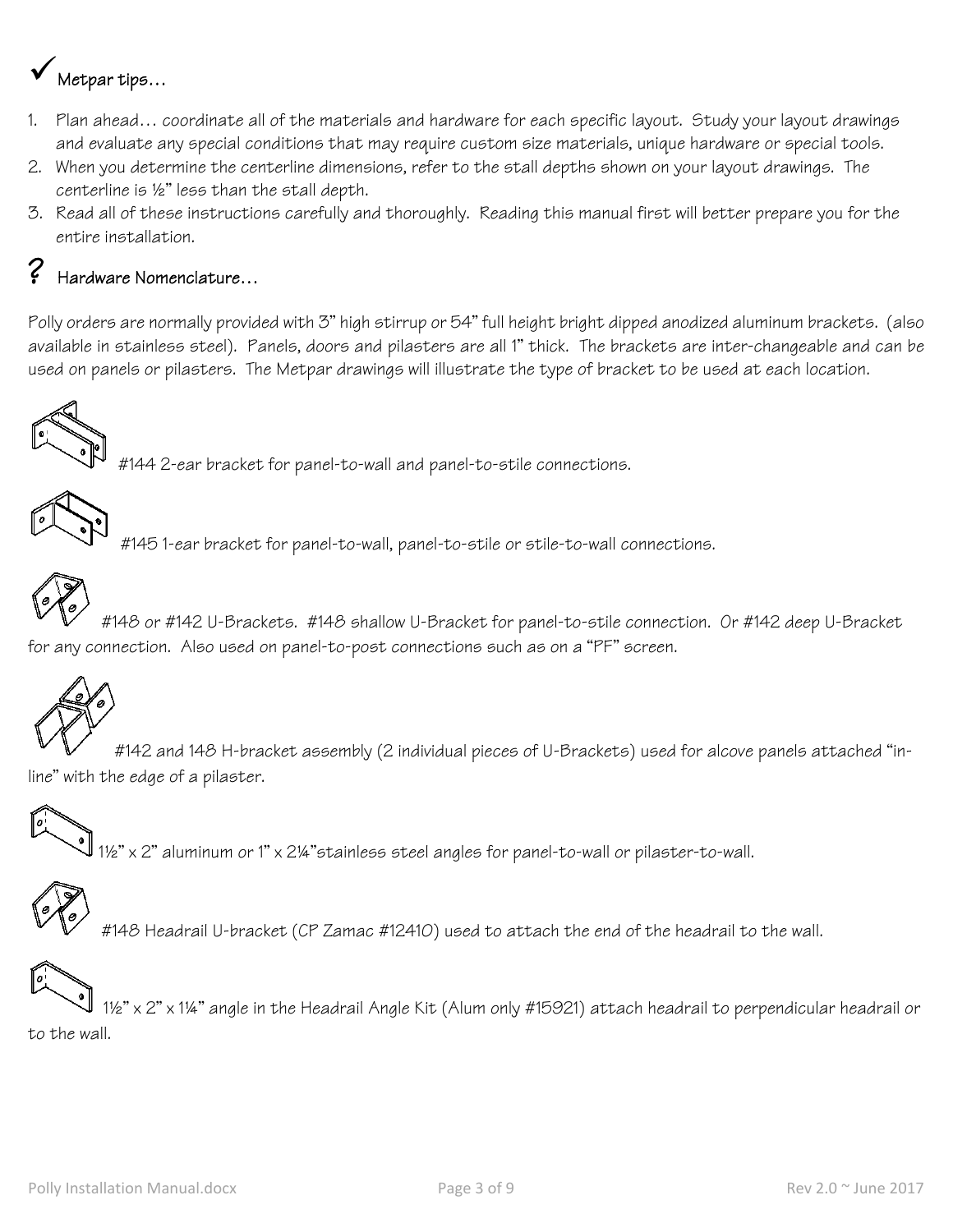## ✓ Metpar tips…

1. Plan ahead… coordinate all of the materials and hardware for each specific layout. Study your layout drawings and evaluate any special conditions that may require custom size materials, unique hardware or special tools.
2. When you determine the centerline dimensions, refer to the stall depths shown on your layout drawings. The centerline is ½" less than the stall depth.
3. Read all of these instructions carefully and thoroughly. Reading this manual first will better prepare you for the entire installation.

## ? Hardware Nomenclature…

Polly orders are normally provided with 3" high stirrup or 54" full height bright dipped anodized aluminum brackets. (also available in stainless steel). Panels, doors and pilasters are all 1" thick. The brackets are inter-changeable and can be used on panels or pilasters. The Metpar drawings will illustrate the type of bracket to be used at each location.

#144 2-ear bracket for panel-to-wall and panel-to-stile connections.

#145 1-ear bracket for panel-to-wall, panel-to-stile or stile-to-wall connections.

#148 or #142 U-Brackets. #148 shallow U-Bracket for panel-to-stile connection. Or #142 deep U-Bracket for any connection. Also used on panel-to-post connections such as on a "PF" screen.

#142 and 148 H-bracket assembly (2 individual pieces of U-Brackets) used for alcove panels attached "in-line" with the edge of a pilaster.

1½" x 2" aluminum or 1" x 2¼" stainless steel angles for panel-to-wall or pilaster-to-wall.

#148 Headrail U-bracket (CP Zamac #12410) used to attach the end of the headrail to the wall.

1½" x 2" x 1¼" angle in the Headrail Angle Kit (Alum only #15921) attach headrail to perpendicular headrail or to the wall.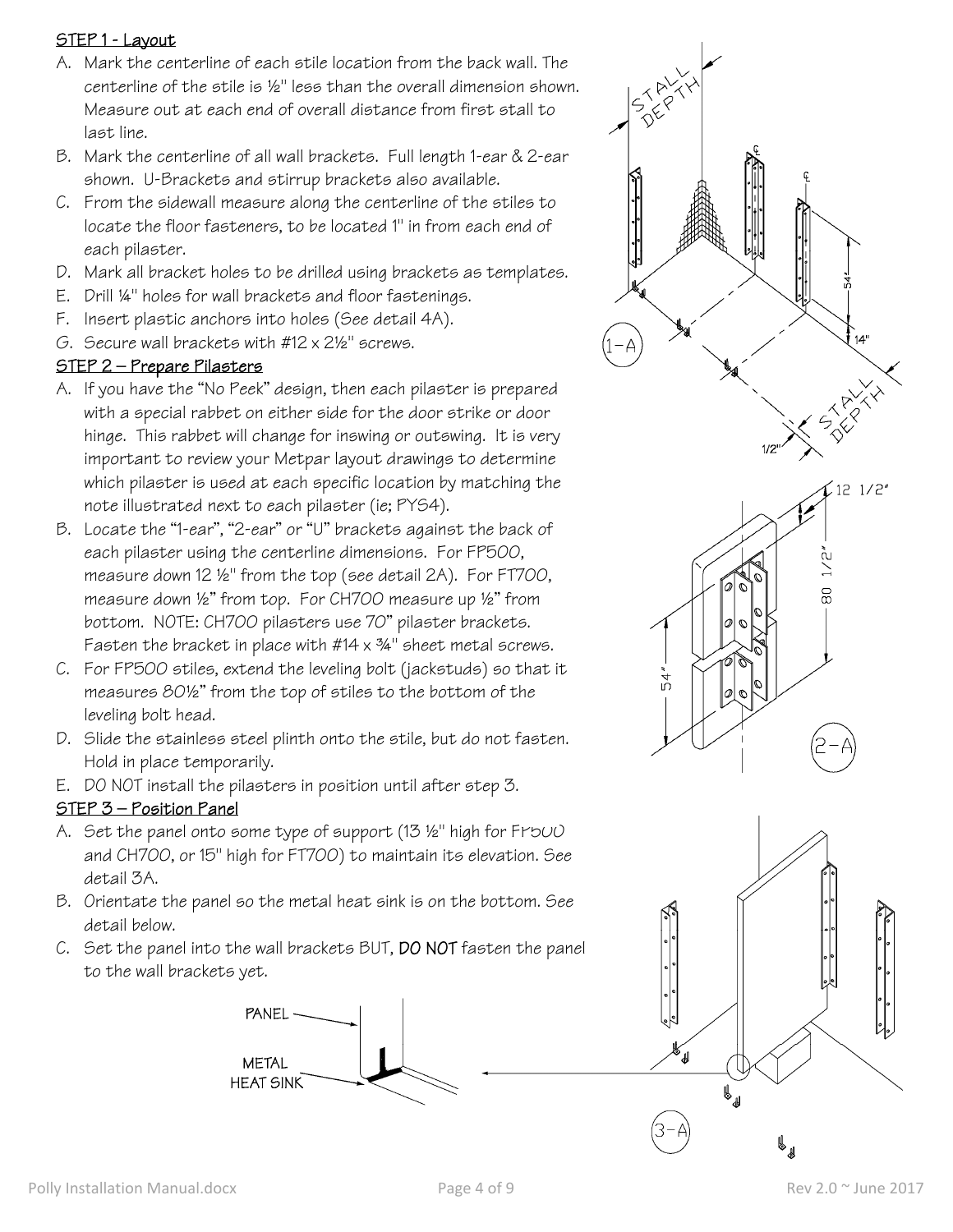**STEP 1 - Layout**

A. Mark the centerline of each stile location from the back wall. The centerline of the stile is ½" less than the overall dimension shown. Measure out at each end of overall distance from first stall to last line.
B. Mark the centerline of all wall brackets. Full length 1-ear & 2-ear shown. U-Brackets and stirrup brackets also available.
C. From the sidewall measure along the centerline of the stiles to locate the floor fasteners, to be located 1" in from each end of each pilaster.
D. Mark all bracket holes to be drilled using brackets as templates.
E. Drill ¼" holes for wall brackets and floor fastenings.
F. Insert plastic anchors into holes (See detail 4A).
G. Secure wall brackets with #12 x 2½" screws.

**STEP 2 – Prepare Pilasters**

A. If you have the "No Peek" design, then each pilaster is prepared with a special rabbet on either side for the door strike or door hinge. This rabbet will change for inswing or outswing. It is very important to review your Metpar layout drawings to determine which pilaster is used at each specific location by matching the note illustrated next to each pilaster (ie; PYS4).
B. Locate the "1-ear", "2-ear" or "U" brackets against the back of each pilaster using the centerline dimensions. For FP500, measure down 12 ½" from the top (see detail 2A). For FT700, measure down ½" from top. For CH700 measure up ½" from bottom. NOTE: CH700 pilasters use 70" pilaster brackets. Fasten the bracket in place with #14 x ¾" sheet metal screws.
C. For FP500 stiles, extend the leveling bolt (jackstuds) so that it measures 80½" from the top of stiles to the bottom of the leveling bolt head.
D. Slide the stainless steel plinth onto the stile, but do not fasten. Hold in place temporarily.
E. DO NOT install the pilasters in position until after step 3.

**STEP 3 – Position Panel**

A. Set the panel onto some type of support (13 ½" high for FP500 and CH700, or 15" high for FT700) to maintain its elevation. See detail 3A.
B. Orientate the panel so the metal heat sink is on the bottom. See detail below.
C. Set the panel into the wall brackets BUT, **DO NOT** fasten the panel to the wall brackets yet.

STALL DEPTH
54"
14"
STALL DEPTH
1/2"
1-A

12 1/2"
80 1/2"
54"
2-A

PANEL
METAL HEAT SINK
3-A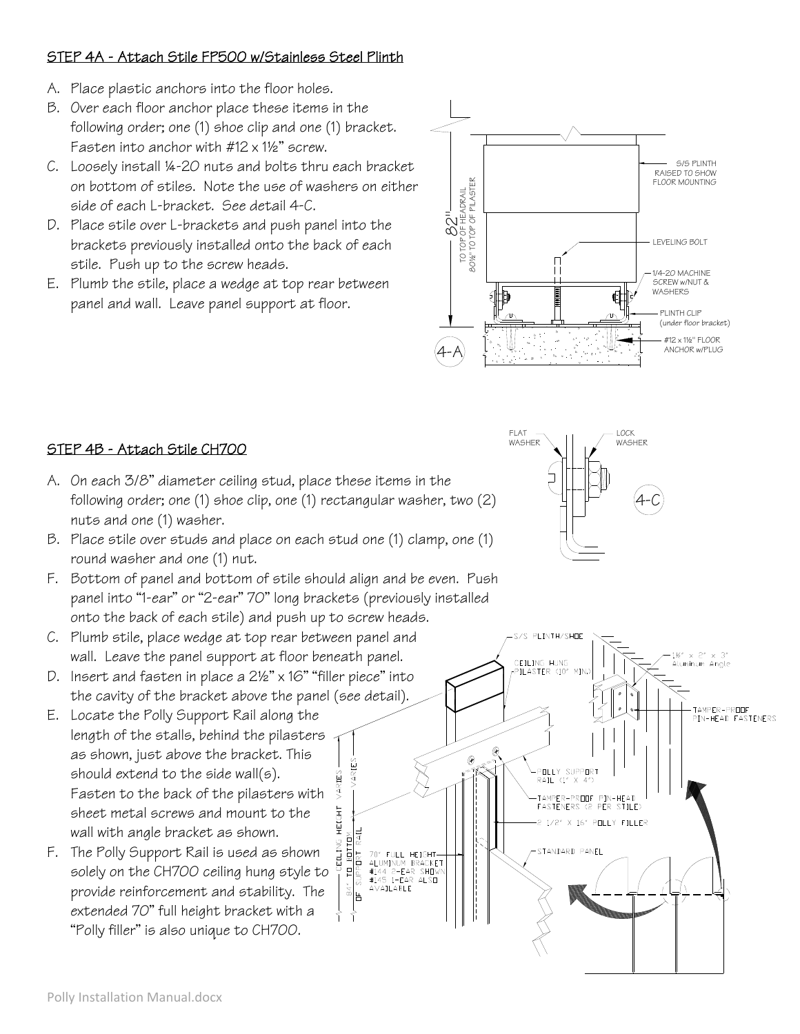## STEP 4A - Attach Stile FP500 w/Stainless Steel Plinth

A. Place plastic anchors into the floor holes.
B. Over each floor anchor place these items in the following order; one (1) shoe clip and one (1) bracket. Fasten into anchor with #12 x 1½" screw.
C. Loosely install ¼-20 nuts and bolts thru each bracket on bottom of stiles. Note the use of washers on either side of each L-bracket. See detail 4-C.
D. Place stile over L-brackets and push panel into the brackets previously installed onto the back of each stile. Push up to the screw heads.
E. Plumb the stile, place a wedge at top rear between panel and wall. Leave panel support at floor.

82" TO TOP OF HEADRAIL 80½" TO TOP OF PILASTER

S/S PLINTH RAISED TO SHOW FLOOR MOUNTING

LEVELING BOLT

1/4-20 MACHINE SCREW w/NUT & WASHERS

PLINTH CLIP (under floor bracket)

#12 x 1½" FLOOR ANCHOR w/PLUG

4-A

FLAT WASHER

LOCK WASHER

4-C

## STEP 4B - Attach Stile CH700

A. On each 3/8" diameter ceiling stud, place these items in the following order; one (1) shoe clip, one (1) rectangular washer, two (2) nuts and one (1) washer.
B. Place stile over studs and place on each stud one (1) clamp, one (1) round washer and one (1) nut.
F. Bottom of panel and bottom of stile should align and be even. Push panel into "1-ear" or "2-ear" 70" long brackets (previously installed onto the back of each stile) and push up to screw heads.
C. Plumb stile, place wedge at top rear between panel and wall. Leave the panel support at floor beneath panel.
D. Insert and fasten in place a 2½" x 16" "filler piece" into the cavity of the bracket above the panel (see detail).
E. Locate the Polly Support Rail along the length of the stalls, behind the pilasters as shown, just above the bracket. This should extend to the side wall(s). Fasten to the back of the pilasters with sheet metal screws and mount to the wall with angle bracket as shown.
F. The Polly Support Rail is used as shown solely on the CH700 ceiling hung style to provide reinforcement and stability. The extended 70" full height bracket with a "Polly filler" is also unique to CH700.

S/S PLINTH/SHOE

CEILING HUNG PILASTER (10" MIN.)

1½" x 2" x 3" Aluminum Angle

TAMPER-PROOF PIN-HEAD FASTENERS

POLLY SUPPORT RAIL (1" X 4")

TAMPER-PROOF PIN-HEAD FASTENERS (2 PER STILE)

2 1/2" X 16" POLLY FILLER

STANDARD PANEL

70" FULL HEIGHT ALUMINUM BRACKET #144 2-EAR SHOWN #145 1-EAR ALSO AVAILABLE

CEILING HEIGHT VARIES

VARIES

84" TO BOTTOM OF SUPPORT RAIL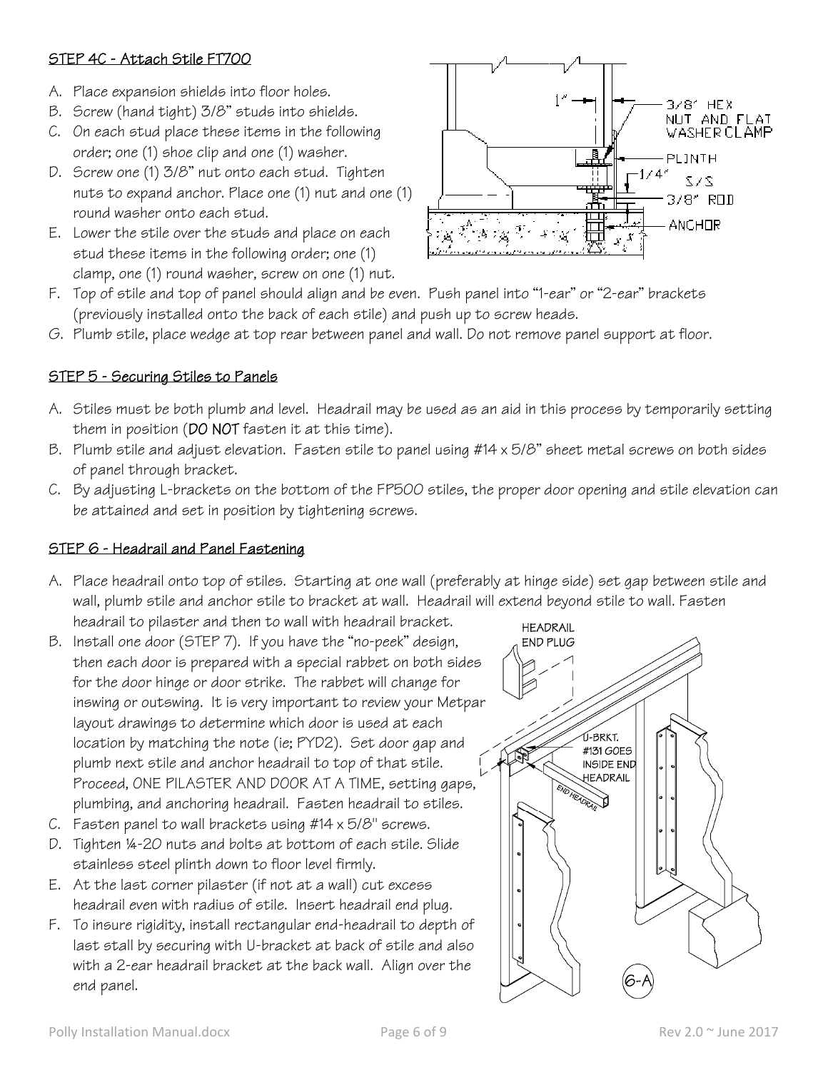## STEP 4C - Attach Stile FT700

A. Place expansion shields into floor holes.
B. Screw (hand tight) 3/8" studs into shields.
C. On each stud place these items in the following order; one (1) shoe clip and one (1) washer.
D. Screw one (1) 3/8" nut onto each stud. Tighten nuts to expand anchor. Place one (1) nut and one (1) round washer onto each stud.
E. Lower the stile over the studs and place on each stud these items in the following order; one (1) clamp, one (1) round washer, screw on one (1) nut.
F. Top of stile and top of panel should align and be even. Push panel into "1-ear" or "2-ear" brackets (previously installed onto the back of each stile) and push up to screw heads.
G. Plumb stile, place wedge at top rear between panel and wall. Do not remove panel support at floor.

## STEP 5 - Securing Stiles to Panels

A. Stiles must be both plumb and level. Headrail may be used as an aid in this process by temporarily setting them in position (**DO NOT** fasten it at this time).
B. Plumb stile and adjust elevation. Fasten stile to panel using #14 x 5/8" sheet metal screws on both sides of panel through bracket.
C. By adjusting L-brackets on the bottom of the FP500 stiles, the proper door opening and stile elevation can be attained and set in position by tightening screws.

## STEP 6 - Headrail and Panel Fastening

A. Place headrail onto top of stiles. Starting at one wall (preferably at hinge side) set gap between stile and wall, plumb stile and anchor stile to bracket at wall. Headrail will extend beyond stile to wall. Fasten headrail to pilaster and then to wall with headrail bracket.
B. Install one door (STEP 7). If you have the "no-peek" design, then each door is prepared with a special rabbet on both sides for the door hinge or door strike. The rabbet will change for inswing or outswing. It is very important to review your Metpar layout drawings to determine which door is used at each location by matching the note (ie; PYD2). Set door gap and plumb next stile and anchor headrail to top of that stile. Proceed, ONE PILASTER AND DOOR AT A TIME, setting gaps, plumbing, and anchoring headrail. Fasten headrail to stiles.
C. Fasten panel to wall brackets using #14 x 5/8" screws.
D. Tighten ¼-20 nuts and bolts at bottom of each stile. Slide stainless steel plinth down to floor level firmly.
E. At the last corner pilaster (if not at a wall) cut excess headrail even with radius of stile. Insert headrail end plug.
F. To insure rigidity, install rectangular end-headrail to depth of last stall by securing with U-bracket at back of stile and also with a 2-ear headrail bracket at the back wall. Align over the end panel.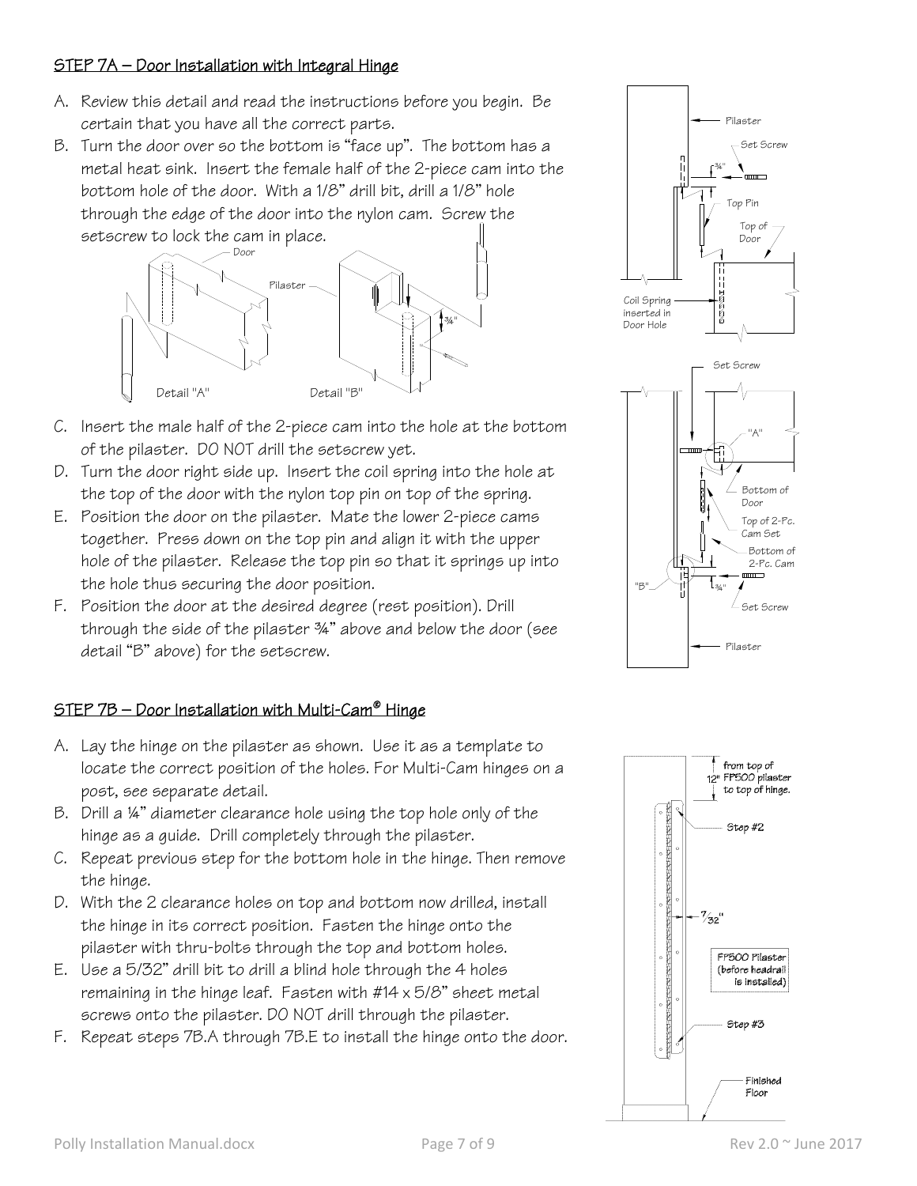## STEP 7A – Door Installation with Integral Hinge

A. Review this detail and read the instructions before you begin. Be certain that you have all the correct parts.

B. Turn the door over so the bottom is "face up". The bottom has a metal heat sink. Insert the female half of the 2-piece cam into the bottom hole of the door. With a 1/8" drill bit, drill a 1/8" hole through the edge of the door into the nylon cam. Screw the setscrew to lock the cam in place.

C. Insert the male half of the 2-piece cam into the hole at the bottom of the pilaster. DO NOT drill the setscrew yet.

D. Turn the door right side up. Insert the coil spring into the hole at the top of the door with the nylon top pin on top of the spring.

E. Position the door on the pilaster. Mate the lower 2-piece cams together. Press down on the top pin and align it with the upper hole of the pilaster. Release the top pin so that it springs up into the hole thus securing the door position.

F. Position the door at the desired degree (rest position). Drill through the side of the pilaster ¾" above and below the door (see detail "B" above) for the setscrew.

## STEP 7B – Door Installation with Multi-Cam® Hinge

A. Lay the hinge on the pilaster as shown. Use it as a template to locate the correct position of the holes. For Multi-Cam hinges on a post, see separate detail.

B. Drill a ¼" diameter clearance hole using the top hole only of the hinge as a guide. Drill completely through the pilaster.

C. Repeat previous step for the bottom hole in the hinge. Then remove the hinge.

D. With the 2 clearance holes on top and bottom now drilled, install the hinge in its correct position. Fasten the hinge onto the pilaster with thru-bolts through the top and bottom holes.

E. Use a 5/32" drill bit to drill a blind hole through the 4 holes remaining in the hinge leaf. Fasten with #14 x 5/8" sheet metal screws onto the pilaster. DO NOT drill through the pilaster.

F. Repeat steps 7B.A through 7B.E to install the hinge onto the door.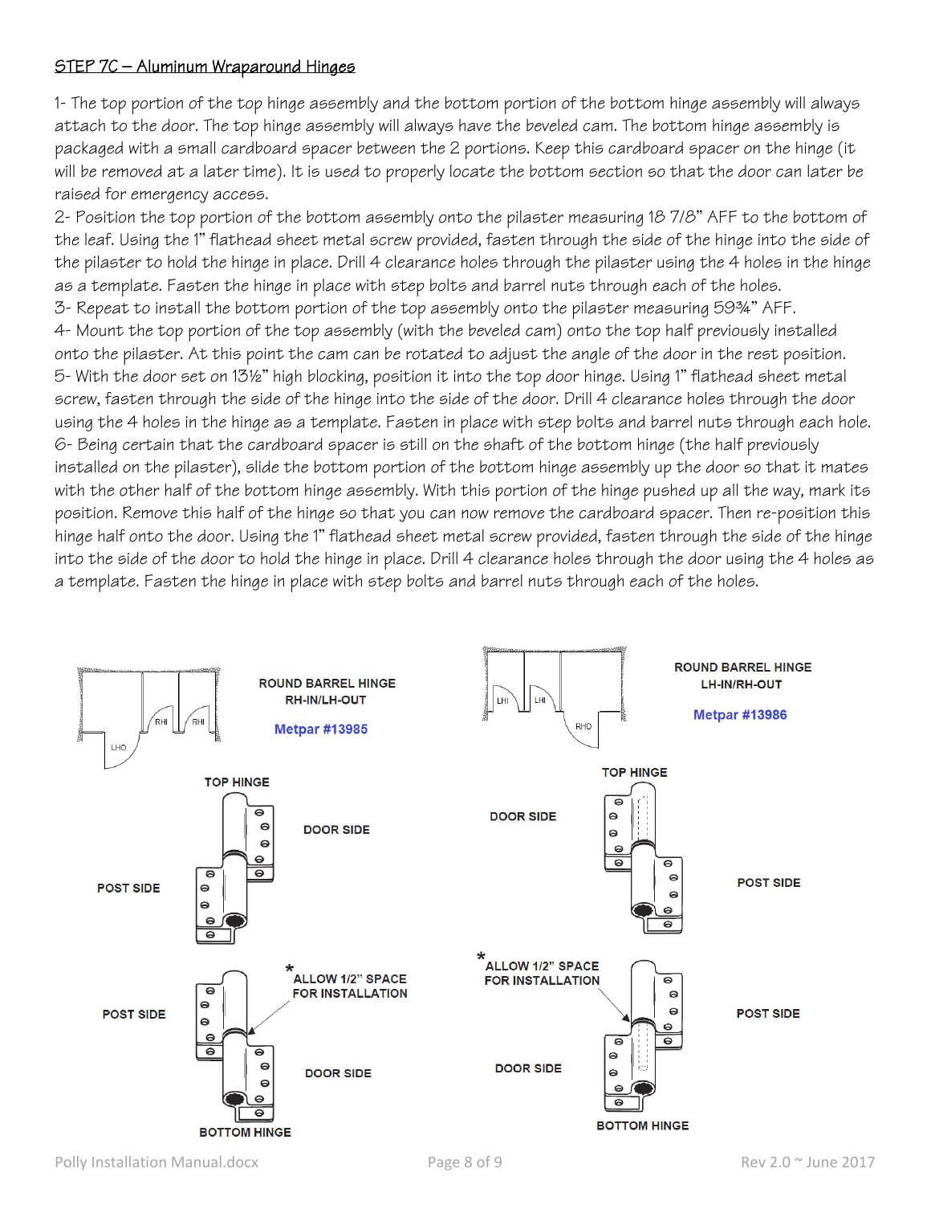## STEP 7C – Aluminum Wraparound Hinges

1- The top portion of the top hinge assembly and the bottom portion of the bottom hinge assembly will always attach to the door. The top hinge assembly will always have the beveled cam. The bottom hinge assembly is packaged with a small cardboard spacer between the 2 portions. Keep this cardboard spacer on the hinge (it will be removed at a later time). It is used to properly locate the bottom section so that the door can later be raised for emergency access.

2- Position the top portion of the bottom assembly onto the pilaster measuring 18 7/8" AFF to the bottom of the leaf. Using the 1" flathead sheet metal screw provided, fasten through the side of the hinge into the side of the pilaster to hold the hinge in place. Drill 4 clearance holes through the pilaster using the 4 holes in the hinge as a template. Fasten the hinge in place with step bolts and barrel nuts through each of the holes.

3- Repeat to install the bottom portion of the top assembly onto the pilaster measuring 59¾" AFF.

4- Mount the top portion of the top assembly (with the beveled cam) onto the top half previously installed onto the pilaster. At this point the cam can be rotated to adjust the angle of the door in the rest position.

5- With the door set on 13½" high blocking, position it into the top door hinge. Using 1" flathead sheet metal screw, fasten through the side of the hinge into the side of the door. Drill 4 clearance holes through the door using the 4 holes in the hinge as a template. Fasten in place with step bolts and barrel nuts through each hole.

6- Being certain that the cardboard spacer is still on the shaft of the bottom hinge (the half previously installed on the pilaster), slide the bottom portion of the bottom hinge assembly up the door so that it mates with the other half of the bottom hinge assembly. With this portion of the hinge pushed up all the way, mark its position. Remove this half of the hinge so that you can now remove the cardboard spacer. Then re-position this hinge half onto the door. Using the 1" flathead sheet metal screw provided, fasten through the side of the hinge into the side of the door to hold the hinge in place. Drill 4 clearance holes through the door using the 4 holes as a template. Fasten the hinge in place with step bolts and barrel nuts through each of the holes.

**ROUND BARREL HINGE RH-IN/LH-OUT**

**Metpar #13985**

LHO RHI RHI

TOP HINGE

DOOR SIDE

POST SIDE

POST SIDE

*ALLOW 1/2" SPACE FOR INSTALLATION

DOOR SIDE

BOTTOM HINGE

**ROUND BARREL HINGE LH-IN/RH-OUT**

**Metpar #13986**

LHI LHI RHO

TOP HINGE

DOOR SIDE

POST SIDE

*ALLOW 1/2" SPACE FOR INSTALLATION

POST SIDE

DOOR SIDE

BOTTOM HINGE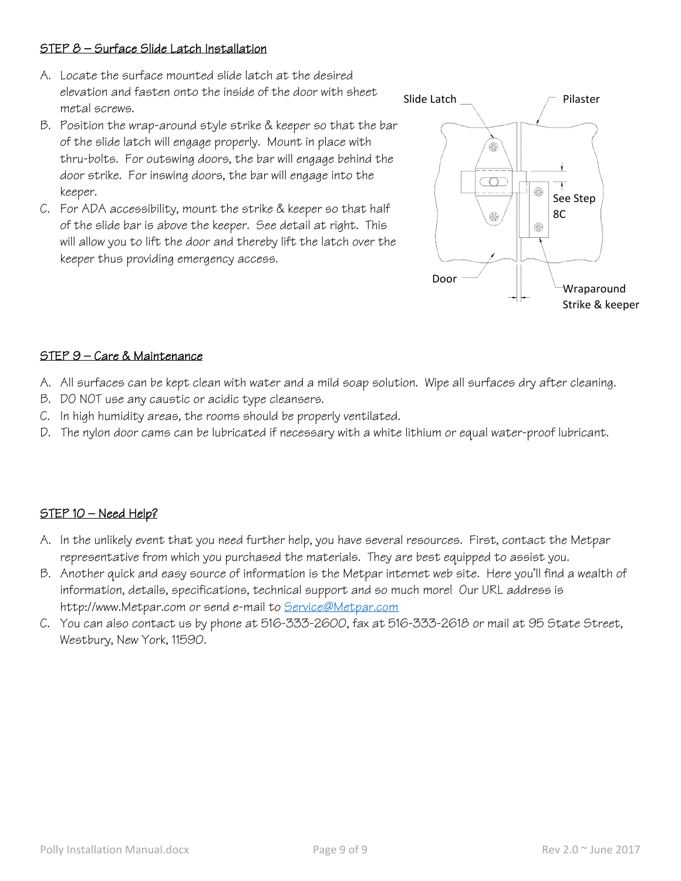## STEP 8 – Surface Slide Latch Installation

A. Locate the surface mounted slide latch at the desired elevation and fasten onto the inside of the door with sheet metal screws.

B. Position the wrap-around style strike & keeper so that the bar of the slide latch will engage properly. Mount in place with thru-bolts. For outswing doors, the bar will engage behind the door strike. For inswing doors, the bar will engage into the keeper.

C. For ADA accessibility, mount the strike & keeper so that half of the slide bar is above the keeper. See detail at right. This will allow you to lift the door and thereby lift the latch over the keeper thus providing emergency access.

Slide Latch

Pilaster

See Step 8C

Door

Wraparound Strike & keeper

## STEP 9 – Care & Maintenance

A. All surfaces can be kept clean with water and a mild soap solution. Wipe all surfaces dry after cleaning.

B. DO NOT use any caustic or acidic type cleansers.

C. In high humidity areas, the rooms should be properly ventilated.

D. The nylon door cams can be lubricated if necessary with a white lithium or equal water-proof lubricant.

## STEP 10 – Need Help?

A. In the unlikely event that you need further help, you have several resources. First, contact the Metpar representative from which you purchased the materials. They are best equipped to assist you.

B. Another quick and easy source of information is the Metpar internet web site. Here you'll find a wealth of information, details, specifications, technical support and so much more! Our URL address is http://www.Metpar.com or send e-mail to Service@Metpar.com

C. You can also contact us by phone at 516-333-2600, fax at 516-333-2618 or mail at 95 State Street, Westbury, New York, 11590.